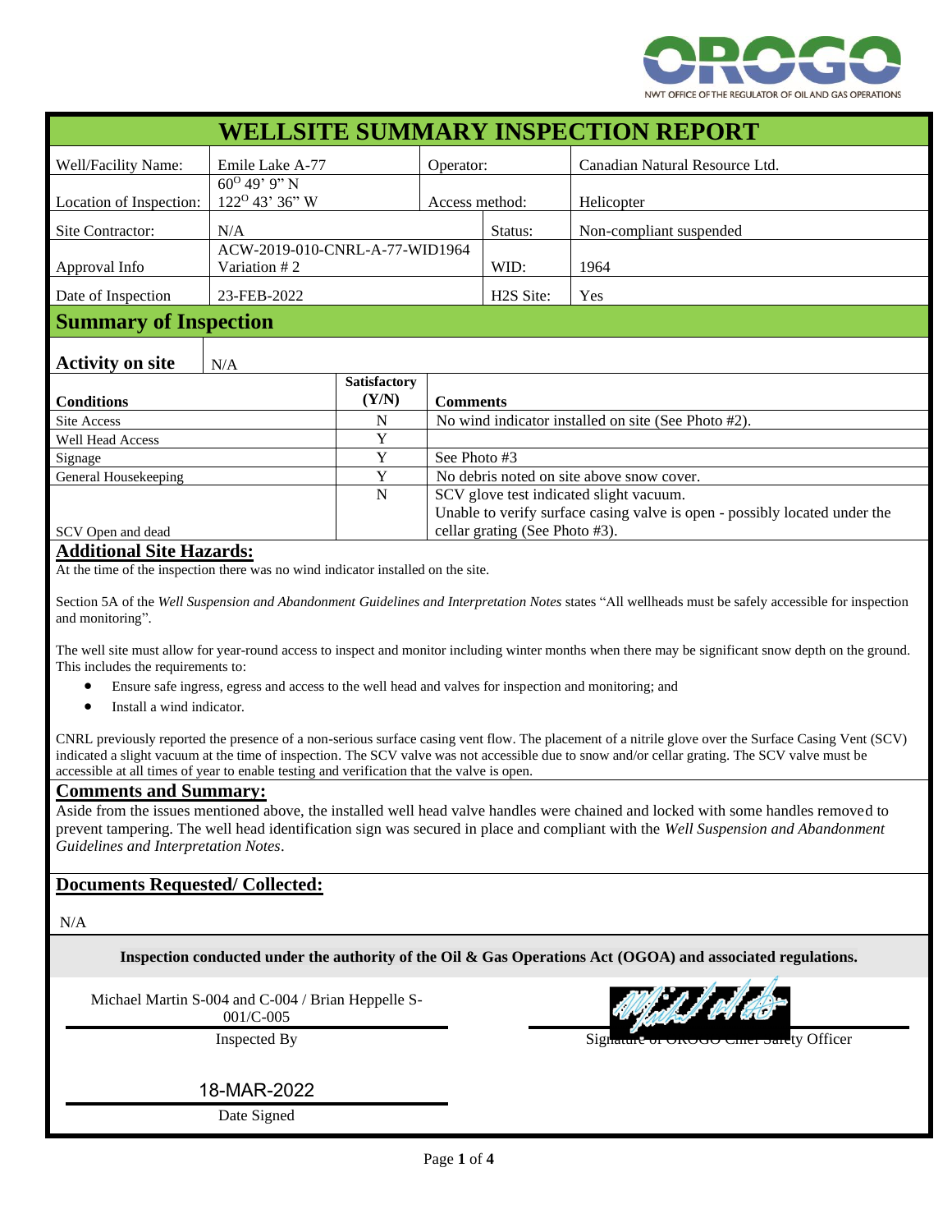NWT OFFICE OF THE REGULATOR OF OIL AND GAS OPERATIONS

# WELLSITE SUMMARY INSPECTION REPORT

| Well/Facility Name: | Emile Lake A-77 | Operator: | Canadian Natural Resource Ltd. |
|---|---|---|---|
| Location of Inspection: | 60° 49' 9" N<br>122° 43' 36" W | Access method: | Helicopter |
| Site Contractor: | N/A | Status: | Non-compliant suspended |
| Approval Info | ACW-2019-010-CNRL-A-77-WID1964 Variation # 2 | WID: | 1964 |
| Date of Inspection | 23-FEB-2022 | H2S Site: | Yes |

## Summary of Inspection

**Activity on site** N/A

| Conditions | Satisfactory (Y/N) | Comments |
|---|---|---|
| Site Access | N | No wind indicator installed on site (See Photo #2). |
| Well Head Access | Y | |
| Signage | Y | See Photo #3 |
| General Housekeeping | Y | No debris noted on site above snow cover. |
| SCV Open and dead | N | SCV glove test indicated slight vacuum.<br>Unable to verify surface casing valve is open - possibly located under the cellar grating (See Photo #3). |

### Additional Site Hazards:

At the time of the inspection there was no wind indicator installed on the site.

Section 5A of the *Well Suspension and Abandonment Guidelines and Interpretation Notes* states "All wellheads must be safely accessible for inspection and monitoring".

The well site must allow for year-round access to inspect and monitor including winter months when there may be significant snow depth on the ground. This includes the requirements to:

- Ensure safe ingress, egress and access to the well head and valves for inspection and monitoring; and
- Install a wind indicator.

CNRL previously reported the presence of a non-serious surface casing vent flow. The placement of a nitrile glove over the Surface Casing Vent (SCV) indicated a slight vacuum at the time of inspection. The SCV valve was not accessible due to snow and/or cellar grating. The SCV valve must be accessible at all times of year to enable testing and verification that the valve is open.

### Comments and Summary:

Aside from the issues mentioned above, the installed well head valve handles were chained and locked with some handles removed to prevent tampering. The well head identification sign was secured in place and compliant with the *Well Suspension and Abandonment Guidelines and Interpretation Notes*.

### Documents Requested/ Collected:

N/A

**Inspection conducted under the authority of the Oil & Gas Operations Act (OGOA) and associated regulations.**

Michael Martin S-004 and C-004 / Brian Heppelle S-001/C-005

Inspected By

Signature of OROGO Chief Safety Officer

18-MAR-2022

Date Signed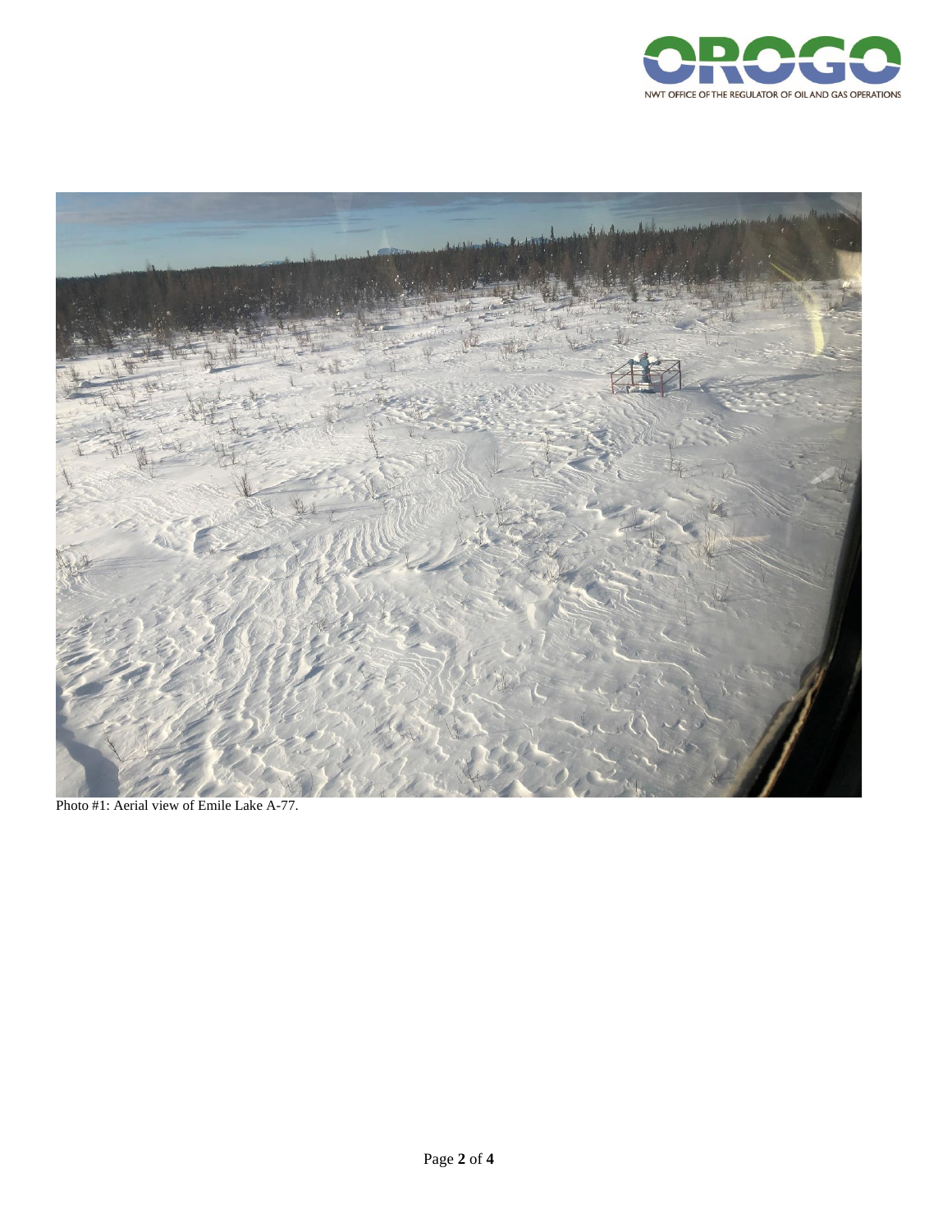Photo #1: Aerial view of Emile Lake A-77.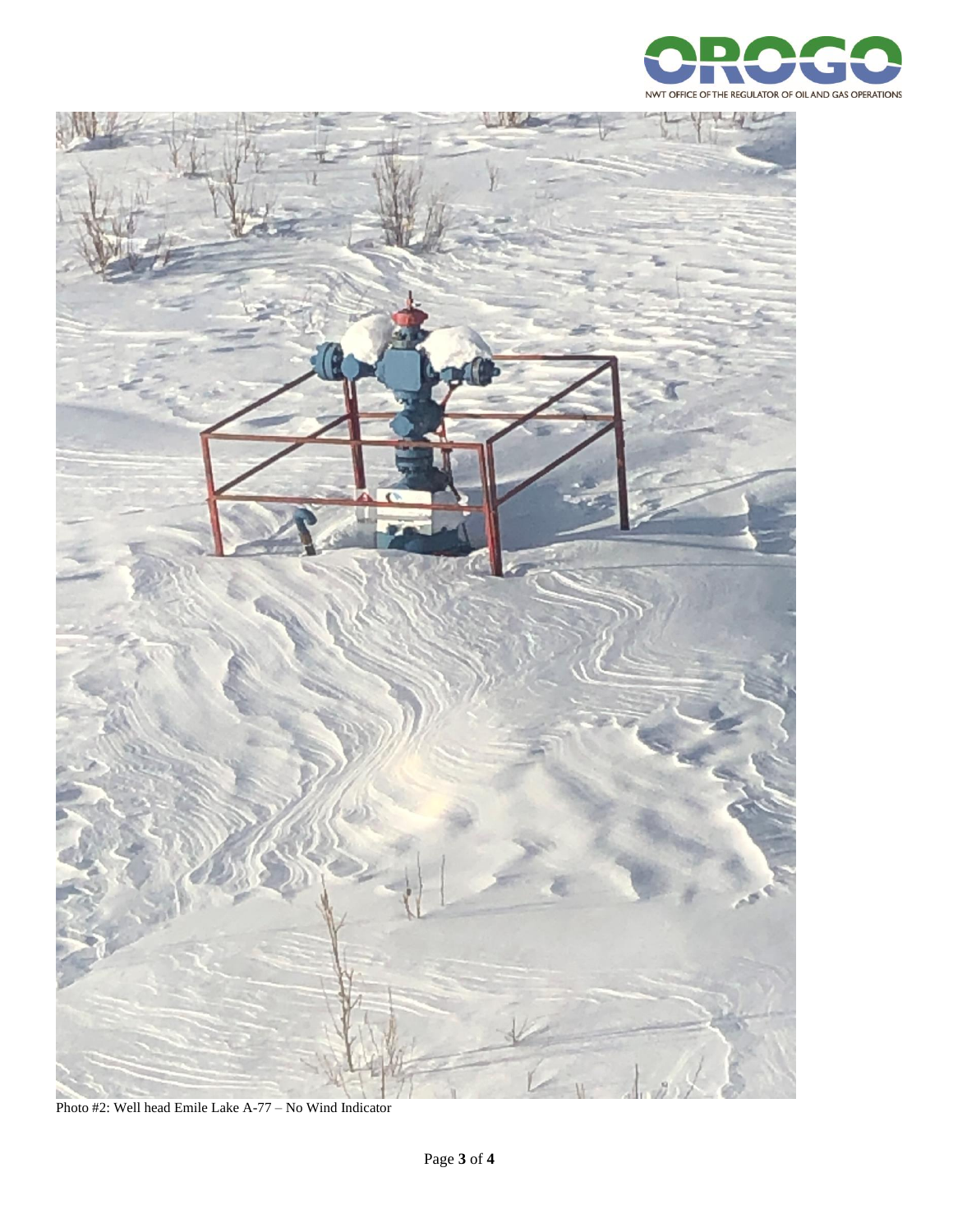Photo #2: Well head Emile Lake A-77 – No Wind Indicator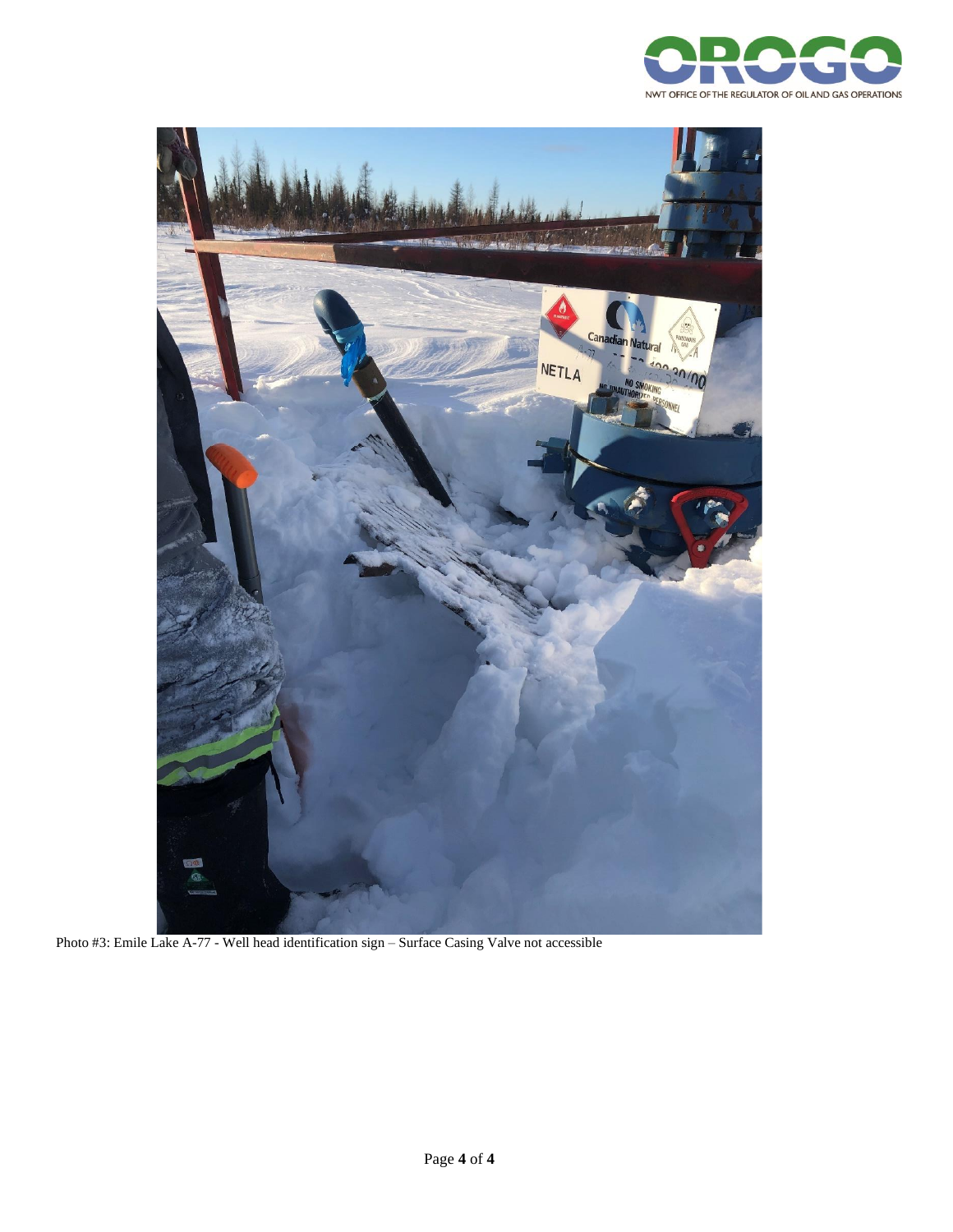Photo #3: Emile Lake A-77 - Well head identification sign – Surface Casing Valve not accessible